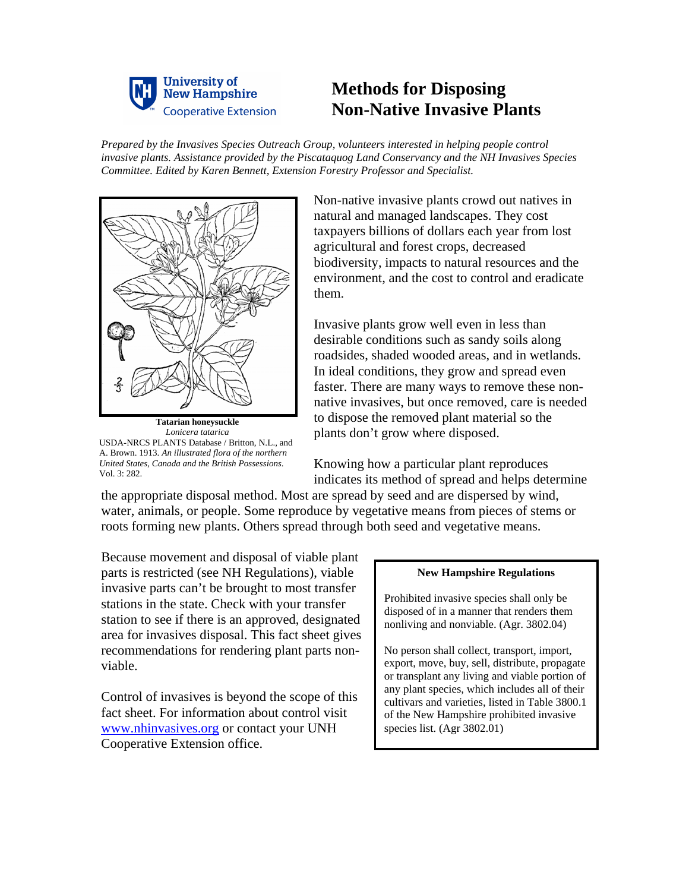University of New Hampshire Cooperative Extension

# Methods for Disposing Non-Native Invasive Plants

*Prepared by the Invasives Species Outreach Group, volunteers interested in helping people control invasive plants. Assistance provided by the Piscataquog Land Conservancy and the NH Invasives Species Committee. Edited by Karen Bennett, Extension Forestry Professor and Specialist.*

**Tatarian honeysuckle**
*Lonicera tatarica*
USDA-NRCS PLANTS Database / Britton, N.L., and A. Brown. 1913. *An illustrated flora of the northern United States, Canada and the British Possessions.* Vol. 3: 282.

Non-native invasive plants crowd out natives in natural and managed landscapes. They cost taxpayers billions of dollars each year from lost agricultural and forest crops, decreased biodiversity, impacts to natural resources and the environment, and the cost to control and eradicate them.

Invasive plants grow well even in less than desirable conditions such as sandy soils along roadsides, shaded wooded areas, and in wetlands. In ideal conditions, they grow and spread even faster. There are many ways to remove these non-native invasives, but once removed, care is needed to dispose the removed plant material so the plants don't grow where disposed.

Knowing how a particular plant reproduces indicates its method of spread and helps determine the appropriate disposal method. Most are spread by seed and are dispersed by wind, water, animals, or people. Some reproduce by vegetative means from pieces of stems or roots forming new plants. Others spread through both seed and vegetative means.

Because movement and disposal of viable plant parts is restricted (see NH Regulations), viable invasive parts can't be brought to most transfer stations in the state. Check with your transfer station to see if there is an approved, designated area for invasives disposal. This fact sheet gives recommendations for rendering plant parts non-viable.

Control of invasives is beyond the scope of this fact sheet. For information about control visit www.nhinvasives.org or contact your UNH Cooperative Extension office.

**New Hampshire Regulations**

Prohibited invasive species shall only be disposed of in a manner that renders them nonliving and nonviable. (Agr. 3802.04)

No person shall collect, transport, import, export, move, buy, sell, distribute, propagate or transplant any living and viable portion of any plant species, which includes all of their cultivars and varieties, listed in Table 3800.1 of the New Hampshire prohibited invasive species list. (Agr 3802.01)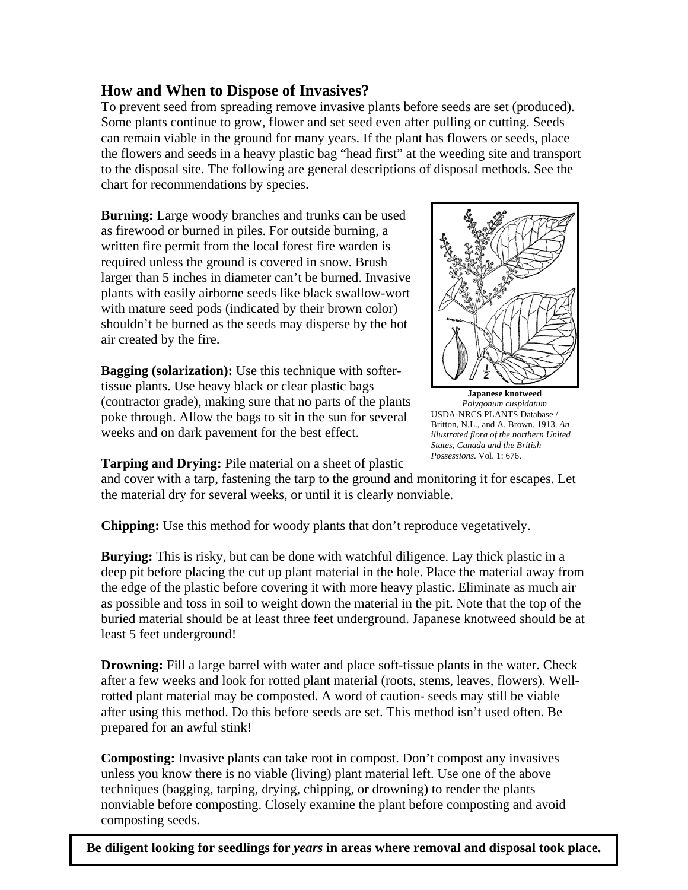## How and When to Dispose of Invasives?

To prevent seed from spreading remove invasive plants before seeds are set (produced). Some plants continue to grow, flower and set seed even after pulling or cutting. Seeds can remain viable in the ground for many years. If the plant has flowers or seeds, place the flowers and seeds in a heavy plastic bag "head first" at the weeding site and transport to the disposal site. The following are general descriptions of disposal methods. See the chart for recommendations by species.

**Burning:** Large woody branches and trunks can be used as firewood or burned in piles. For outside burning, a written fire permit from the local forest fire warden is required unless the ground is covered in snow. Brush larger than 5 inches in diameter can't be burned. Invasive plants with easily airborne seeds like black swallow-wort with mature seed pods (indicated by their brown color) shouldn't be burned as the seeds may disperse by the hot air created by the fire.

**Japanese knotweed**
*Polygonum cuspidatum*
USDA-NRCS PLANTS Database / Britton, N.L., and A. Brown. 1913. *An illustrated flora of the northern United States, Canada and the British Possessions.* Vol. 1: 676.

**Bagging (solarization):** Use this technique with softer-tissue plants. Use heavy black or clear plastic bags (contractor grade), making sure that no parts of the plants poke through. Allow the bags to sit in the sun for several weeks and on dark pavement for the best effect.

**Tarping and Drying:** Pile material on a sheet of plastic and cover with a tarp, fastening the tarp to the ground and monitoring it for escapes. Let the material dry for several weeks, or until it is clearly nonviable.

**Chipping:** Use this method for woody plants that don't reproduce vegetatively.

**Burying:** This is risky, but can be done with watchful diligence. Lay thick plastic in a deep pit before placing the cut up plant material in the hole. Place the material away from the edge of the plastic before covering it with more heavy plastic. Eliminate as much air as possible and toss in soil to weight down the material in the pit. Note that the top of the buried material should be at least three feet underground. Japanese knotweed should be at least 5 feet underground!

**Drowning:** Fill a large barrel with water and place soft-tissue plants in the water. Check after a few weeks and look for rotted plant material (roots, stems, leaves, flowers). Well-rotted plant material may be composted. A word of caution- seeds may still be viable after using this method. Do this before seeds are set. This method isn't used often. Be prepared for an awful stink!

**Composting:** Invasive plants can take root in compost. Don't compost any invasives unless you know there is no viable (living) plant material left. Use one of the above techniques (bagging, tarping, drying, chipping, or drowning) to render the plants nonviable before composting. Closely examine the plant before composting and avoid composting seeds.

**Be diligent looking for seedlings for *years* in areas where removal and disposal took place.**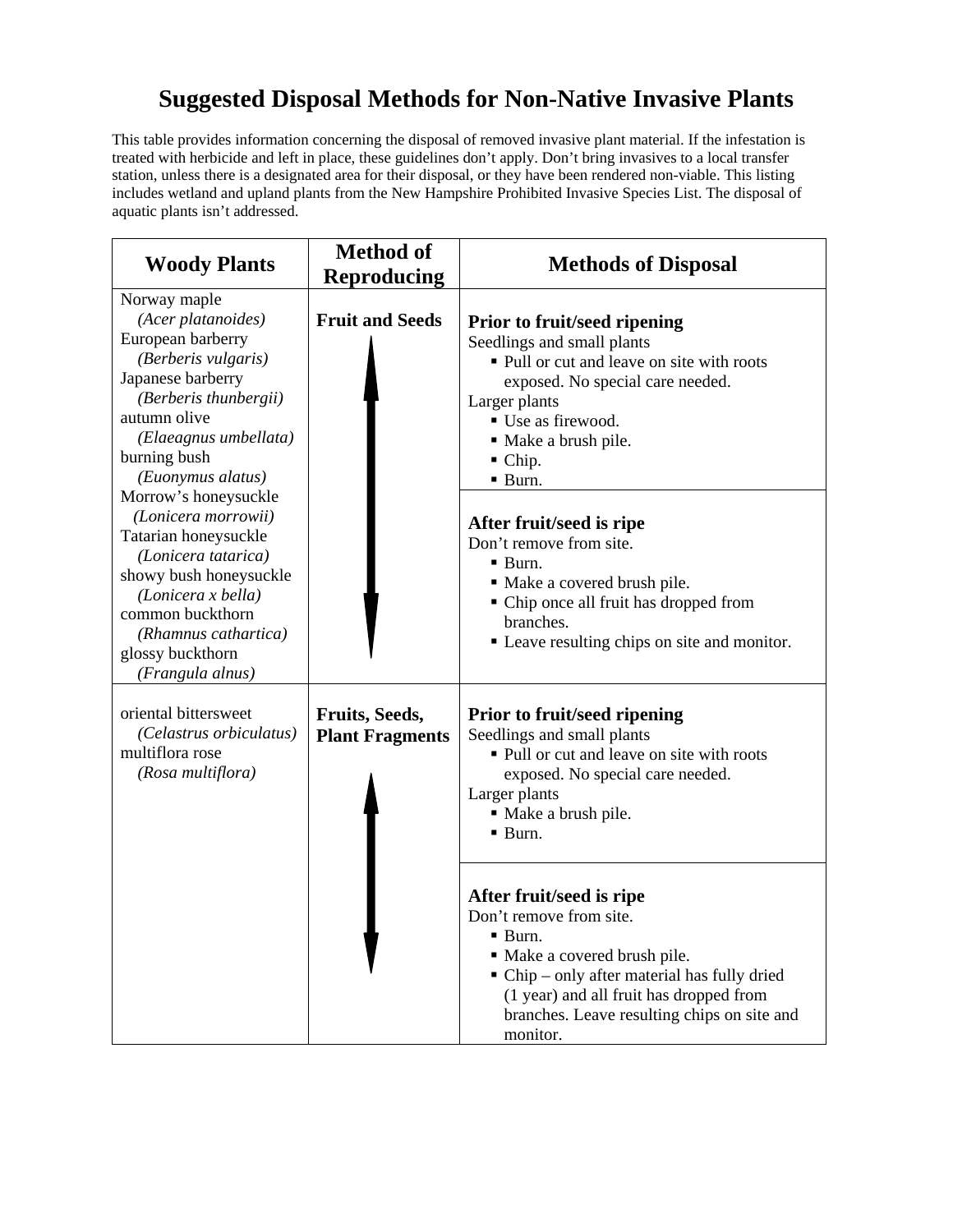# Suggested Disposal Methods for Non-Native Invasive Plants

This table provides information concerning the disposal of removed invasive plant material. If the infestation is treated with herbicide and left in place, these guidelines don't apply. Don't bring invasives to a local transfer station, unless there is a designated area for their disposal, or they have been rendered non-viable. This listing includes wetland and upland plants from the New Hampshire Prohibited Invasive Species List. The disposal of aquatic plants isn't addressed.

| Woody Plants | Method of Reproducing | Methods of Disposal |
|---|---|---|
| Norway maple (*Acer platanoides*)<br>European barberry (*Berberis vulgaris*)<br>Japanese barberry (*Berberis thunbergii*)<br>autumn olive (*Elaeagnus umbellata*)<br>burning bush (*Euonymus alatus*)<br>Morrow's honeysuckle (*Lonicera morrowii*)<br>Tatarian honeysuckle (*Lonicera tatarica*)<br>showy bush honeysuckle (*Lonicera x bella*)<br>common buckthorn (*Rhamnus cathartica*)<br>glossy buckthorn (*Frangula alnus*) | **Fruit and Seeds** | **Prior to fruit/seed ripening**<br>Seedlings and small plants<br>▪ Pull or cut and leave on site with roots exposed. No special care needed.<br>Larger plants<br>▪ Use as firewood.<br>▪ Make a brush pile.<br>▪ Chip.<br>▪ Burn.<br><br>**After fruit/seed is ripe**<br>Don't remove from site.<br>▪ Burn.<br>▪ Make a covered brush pile.<br>▪ Chip once all fruit has dropped from branches.<br>▪ Leave resulting chips on site and monitor. |
| oriental bittersweet (*Celastrus orbiculatus*)<br>multiflora rose (*Rosa multiflora*) | **Fruits, Seeds, Plant Fragments** | **Prior to fruit/seed ripening**<br>Seedlings and small plants<br>▪ Pull or cut and leave on site with roots exposed. No special care needed.<br>Larger plants<br>▪ Make a brush pile.<br>▪ Burn.<br><br>**After fruit/seed is ripe**<br>Don't remove from site.<br>▪ Burn.<br>▪ Make a covered brush pile.<br>▪ Chip – only after material has fully dried (1 year) and all fruit has dropped from branches. Leave resulting chips on site and monitor. |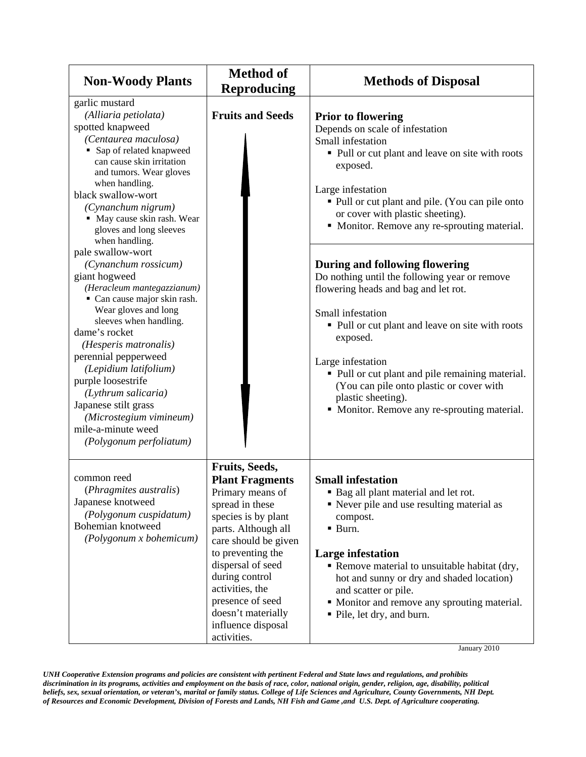| Non-Woody Plants | Method of Reproducing | Methods of Disposal |
|---|---|---|
| garlic mustard *(Alliaria petiolata)*<br>spotted knapweed *(Centaurea maculosa)*<br>▪ Sap of related knapweed can cause skin irritation and tumors. Wear gloves when handling.<br>black swallow-wort *(Cynanchum nigrum)*<br>▪ May cause skin rash. Wear gloves and long sleeves when handling.<br>pale swallow-wort *(Cynanchum rossicum)*<br>giant hogweed *(Heracleum mantegazzianum)*<br>▪ Can cause major skin rash. Wear gloves and long sleeves when handling.<br>dame's rocket *(Hesperis matronalis)*<br>perennial pepperweed *(Lepidium latifolium)*<br>purple loosestrife *(Lythrum salicaria)*<br>Japanese stilt grass *(Microstegium vimineum)*<br>mile-a-minute weed *(Polygonum perfoliatum)* | **Fruits and Seeds** | **Prior to flowering**<br>Depends on scale of infestation<br>Small infestation<br>▪ Pull or cut plant and leave on site with roots exposed.<br><br>Large infestation<br>▪ Pull or cut plant and pile. (You can pile onto or cover with plastic sheeting).<br>▪ Monitor. Remove any re-sprouting material.<br><br>**During and following flowering**<br>Do nothing until the following year or remove flowering heads and bag and let rot.<br><br>Small infestation<br>▪ Pull or cut plant and leave on site with roots exposed.<br><br>Large infestation<br>▪ Pull or cut plant and pile remaining material. (You can pile onto plastic or cover with plastic sheeting).<br>▪ Monitor. Remove any re-sprouting material. |
| common reed (*Phragmites australis*)<br>Japanese knotweed *(Polygonum cuspidatum)*<br>Bohemian knotweed *(Polygonum x bohemicum)* | **Fruits, Seeds, Plant Fragments**<br>Primary means of spread in these species is by plant parts. Although all care should be given to preventing the dispersal of seed during control activities, the presence of seed doesn't materially influence disposal activities. | **Small infestation**<br>▪ Bag all plant material and let rot.<br>▪ Never pile and use resulting material as compost.<br>▪ Burn.<br><br>**Large infestation**<br>▪ Remove material to unsuitable habitat (dry, hot and sunny or dry and shaded location) and scatter or pile.<br>▪ Monitor and remove any sprouting material.<br>▪ Pile, let dry, and burn. |

January 2010

*UNH Cooperative Extension programs and policies are consistent with pertinent Federal and State laws and regulations, and prohibits discrimination in its programs, activities and employment on the basis of race, color, national origin, gender, religion, age, disability, political beliefs, sex, sexual orientation, or veteran's, marital or family status. College of Life Sciences and Agriculture, County Governments, NH Dept. of Resources and Economic Development, Division of Forests and Lands, NH Fish and Game ,and U.S. Dept. of Agriculture cooperating.*